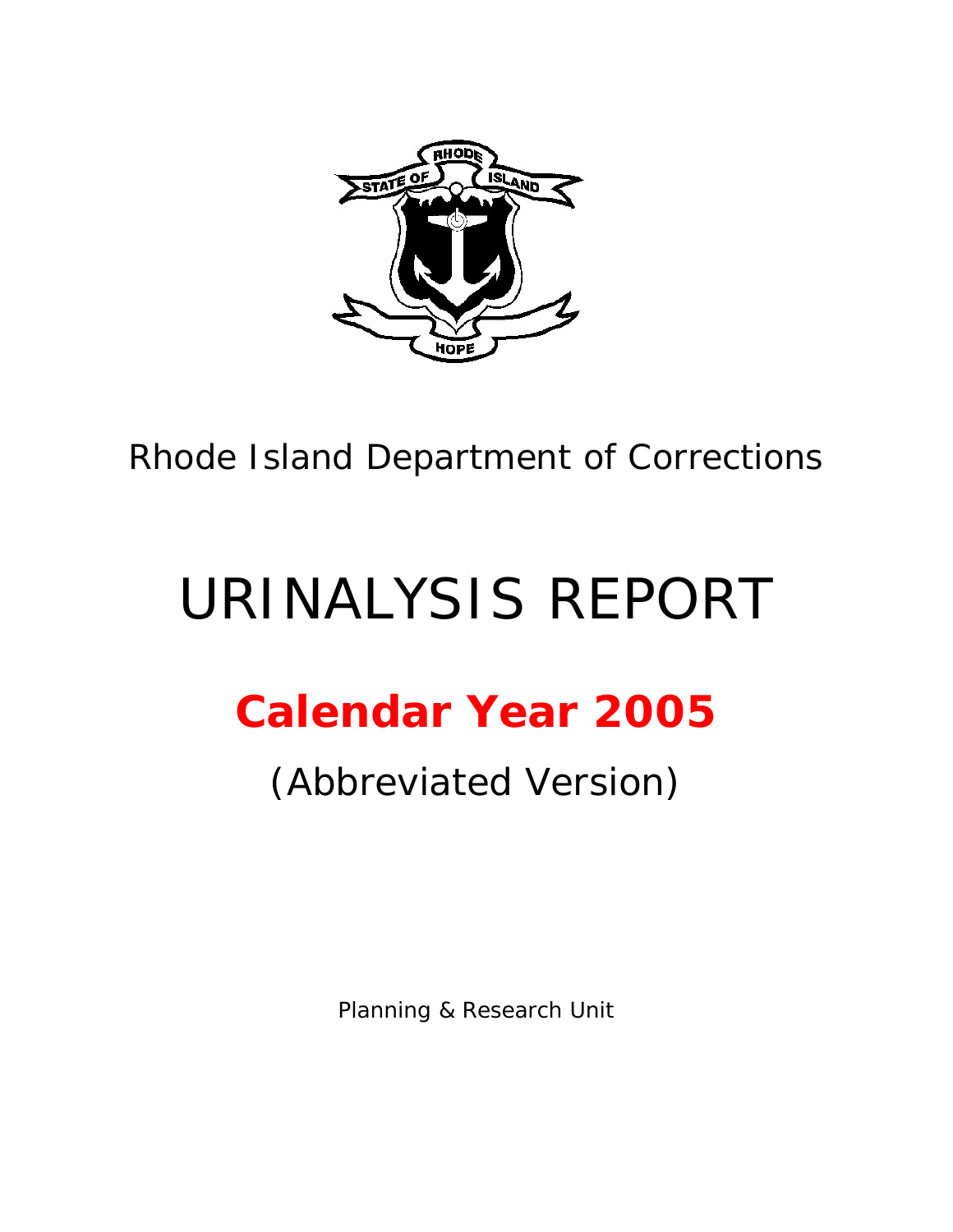Rhode Island Department of Corrections

# URINALYSIS REPORT

## Calendar Year 2005

(Abbreviated Version)

Planning & Research Unit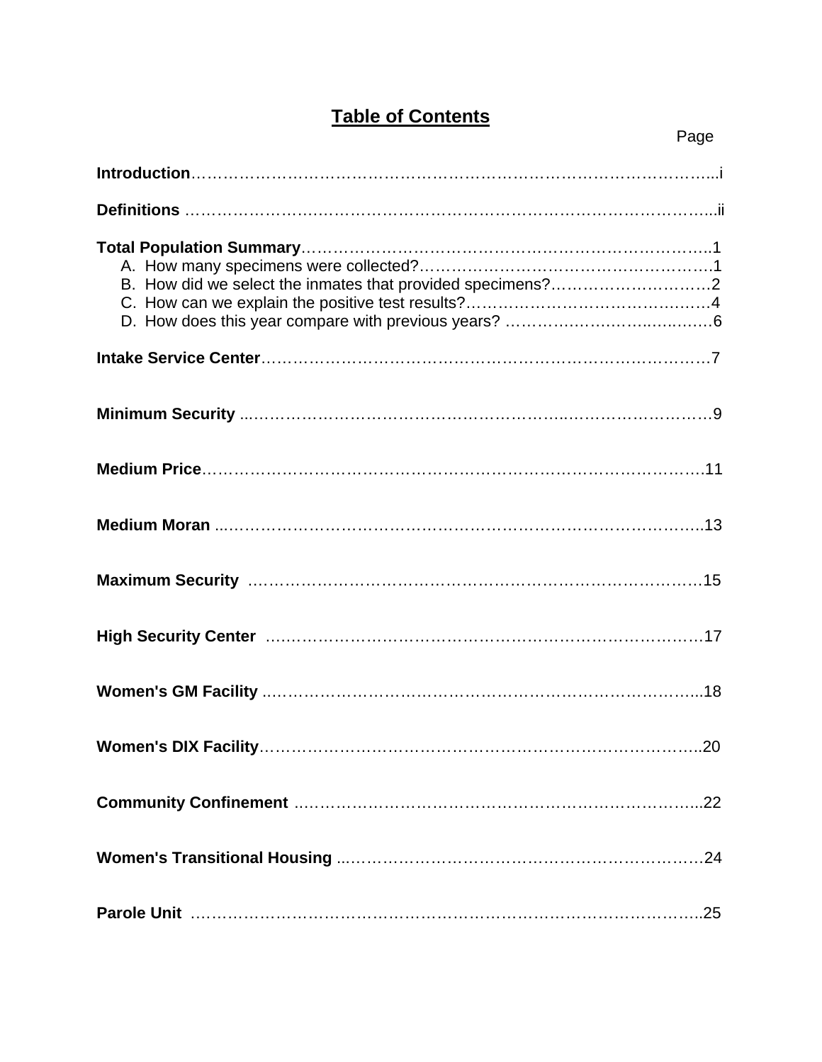# Table of Contents

| | Page |
|---|---|
| **Introduction** | i |
| **Definitions** | ii |
| **Total Population Summary** | 1 |
| A. How many specimens were collected? | 1 |
| B. How did we select the inmates that provided specimens? | 2 |
| C. How can we explain the positive test results? | 4 |
| D. How does this year compare with previous years? | 6 |
| **Intake Service Center** | 7 |
| **Minimum Security** | 9 |
| **Medium Price** | 11 |
| **Medium Moran** | 13 |
| **Maximum Security** | 15 |
| **High Security Center** | 17 |
| **Women's GM Facility** | 18 |
| **Women's DIX Facility** | 20 |
| **Community Confinement** | 22 |
| **Women's Transitional Housing** | 24 |
| **Parole Unit** | 25 |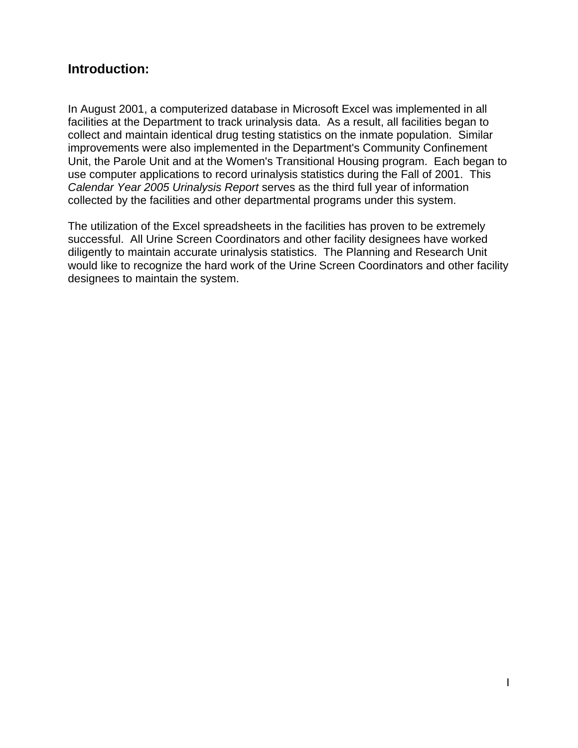## Introduction:

In August 2001, a computerized database in Microsoft Excel was implemented in all facilities at the Department to track urinalysis data. As a result, all facilities began to collect and maintain identical drug testing statistics on the inmate population. Similar improvements were also implemented in the Department's Community Confinement Unit, the Parole Unit and at the Women's Transitional Housing program. Each began to use computer applications to record urinalysis statistics during the Fall of 2001. This *Calendar Year 2005 Urinalysis Report* serves as the third full year of information collected by the facilities and other departmental programs under this system.

The utilization of the Excel spreadsheets in the facilities has proven to be extremely successful. All Urine Screen Coordinators and other facility designees have worked diligently to maintain accurate urinalysis statistics. The Planning and Research Unit would like to recognize the hard work of the Urine Screen Coordinators and other facility designees to maintain the system.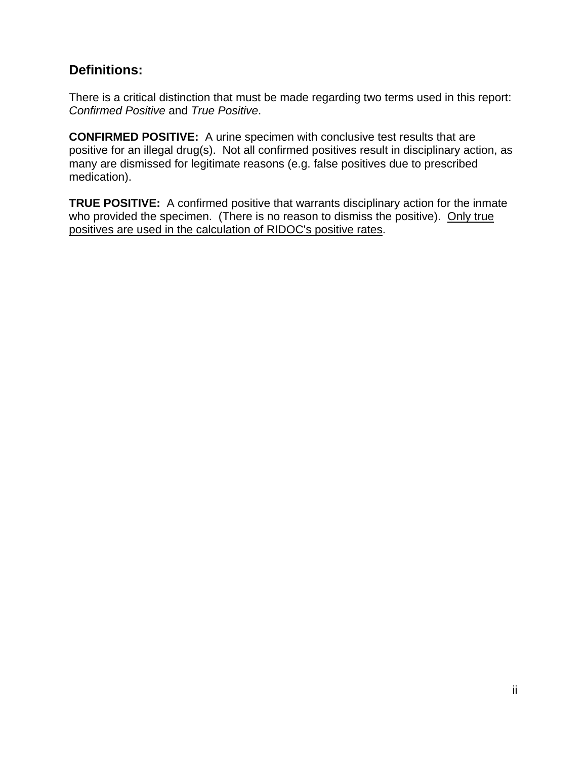## Definitions:

There is a critical distinction that must be made regarding two terms used in this report: *Confirmed Positive* and *True Positive*.

**CONFIRMED POSITIVE:** A urine specimen with conclusive test results that are positive for an illegal drug(s). Not all confirmed positives result in disciplinary action, as many are dismissed for legitimate reasons (e.g. false positives due to prescribed medication).

**TRUE POSITIVE:** A confirmed positive that warrants disciplinary action for the inmate who provided the specimen. (There is no reason to dismiss the positive). <u>Only true positives are used in the calculation of RIDOC's positive rates</u>.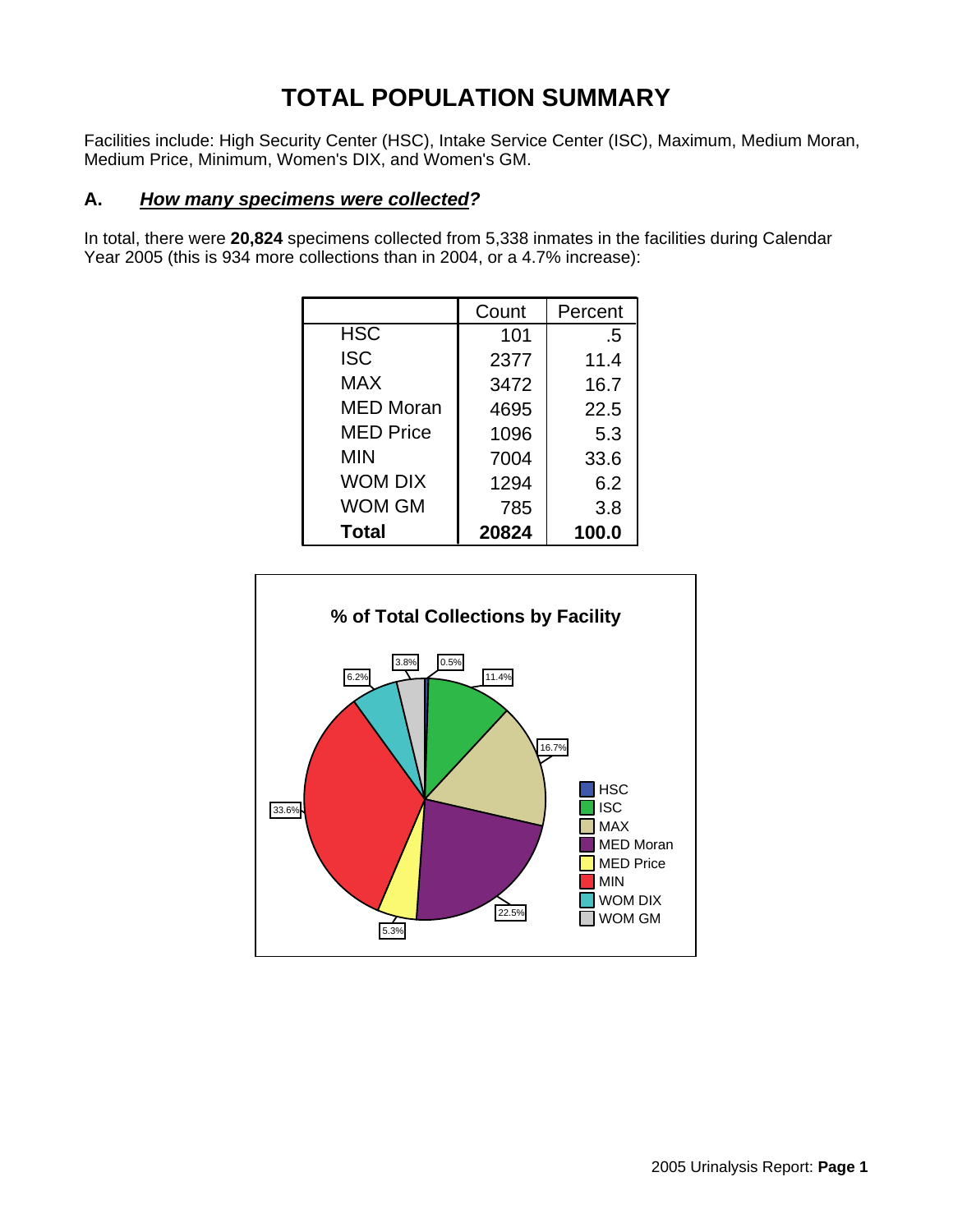# TOTAL POPULATION SUMMARY

Facilities include: High Security Center (HSC), Intake Service Center (ISC), Maximum, Medium Moran, Medium Price, Minimum, Women's DIX, and Women's GM.

## A. ***How many specimens were collected?***

In total, there were **20,824** specimens collected from 5,338 inmates in the facilities during Calendar Year 2005 (this is 934 more collections than in 2004, or a 4.7% increase):

| | Count | Percent |
|---|---|---|
| HSC | 101 | .5 |
| ISC | 2377 | 11.4 |
| MAX | 3472 | 16.7 |
| MED Moran | 4695 | 22.5 |
| MED Price | 1096 | 5.3 |
| MIN | 7004 | 33.6 |
| WOM DIX | 1294 | 6.2 |
| WOM GM | 785 | 3.8 |
| **Total** | **20824** | **100.0** |

**% of Total Collections by Facility**

| Facility | % |
|---|---|
| HSC | 0.5% |
| ISC | 11.4% |
| MAX | 16.7% |
| MED Moran | 22.5% |
| MED Price | 5.3% |
| MIN | 33.6% |
| WOM DIX | 6.2% |
| WOM GM | 3.8% |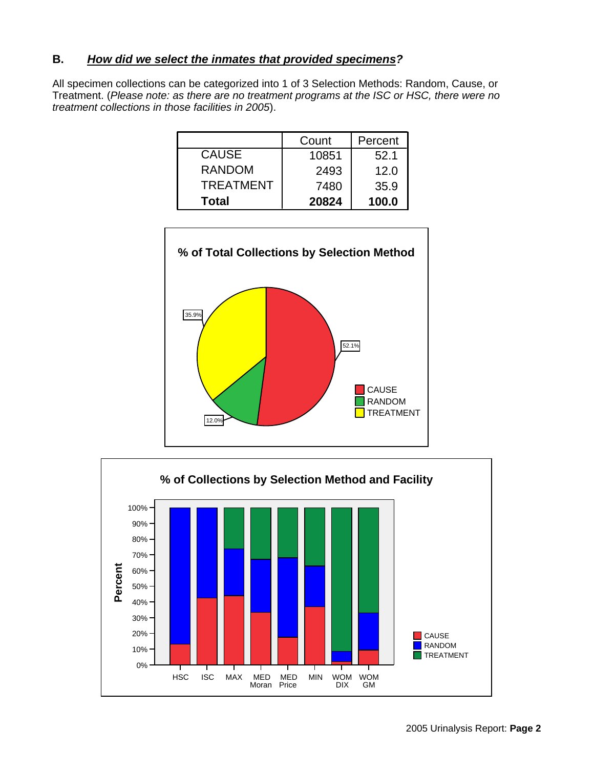## B. *How did we select the inmates that provided specimens?*

All specimen collections can be categorized into 1 of 3 Selection Methods: Random, Cause, or Treatment. (*Please note: as there are no treatment programs at the ISC or HSC, there were no treatment collections in those facilities in 2005*).

| | Count | Percent |
|---|---|---|
| CAUSE | 10851 | 52.1 |
| RANDOM | 2493 | 12.0 |
| TREATMENT | 7480 | 35.9 |
| **Total** | **20824** | **100.0** |

**% of Total Collections by Selection Method**

**% of Collections by Selection Method and Facility**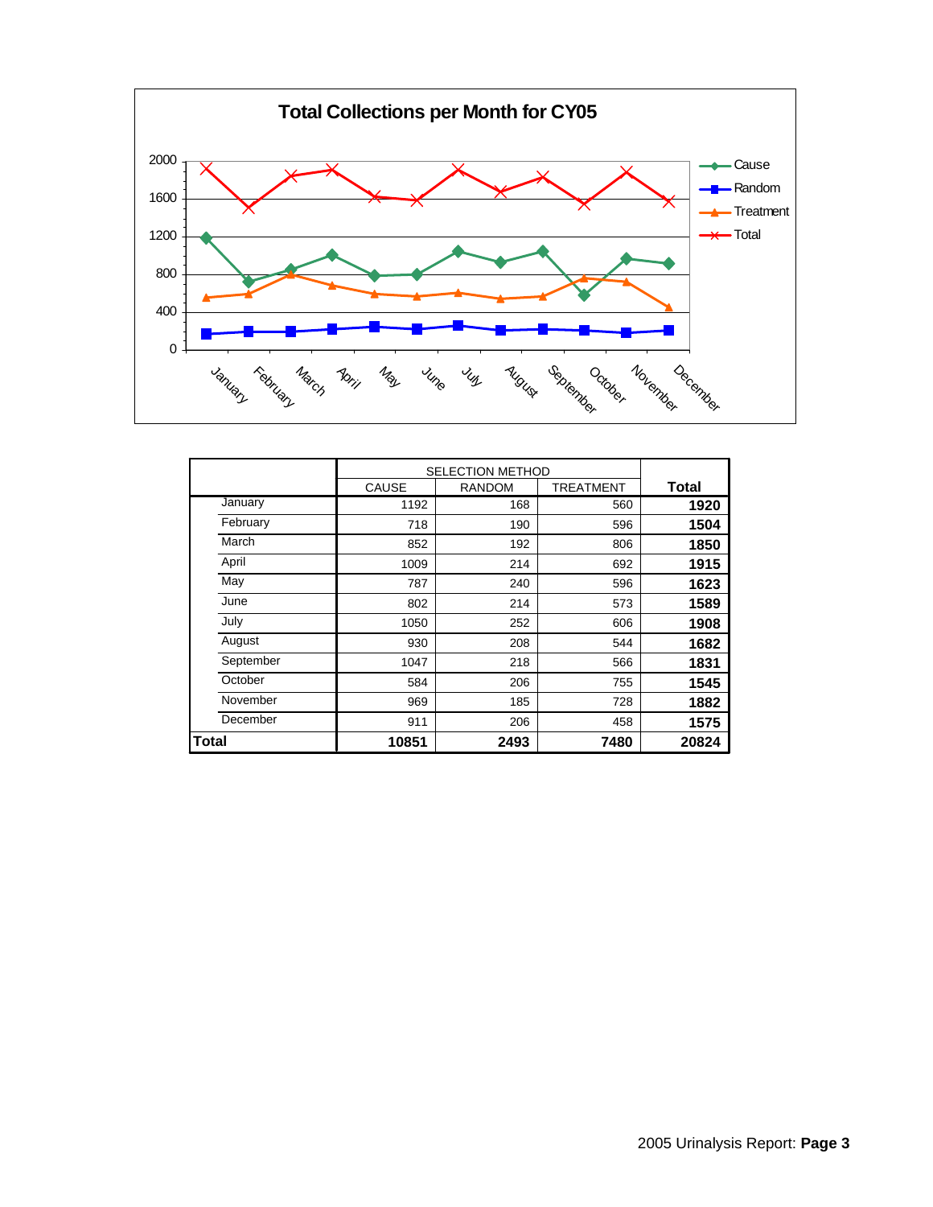## Total Collections per Month for CY05

| | SELECTION METHOD | | | |
|---|---|---|---|---|
| | CAUSE | RANDOM | TREATMENT | **Total** |
| January | 1192 | 168 | 560 | **1920** |
| February | 718 | 190 | 596 | **1504** |
| March | 852 | 192 | 806 | **1850** |
| April | 1009 | 214 | 692 | **1915** |
| May | 787 | 240 | 596 | **1623** |
| June | 802 | 214 | 573 | **1589** |
| July | 1050 | 252 | 606 | **1908** |
| August | 930 | 208 | 544 | **1682** |
| September | 1047 | 218 | 566 | **1831** |
| October | 584 | 206 | 755 | **1545** |
| November | 969 | 185 | 728 | **1882** |
| December | 911 | 206 | 458 | **1575** |
| **Total** | **10851** | **2493** | **7480** | **20824** |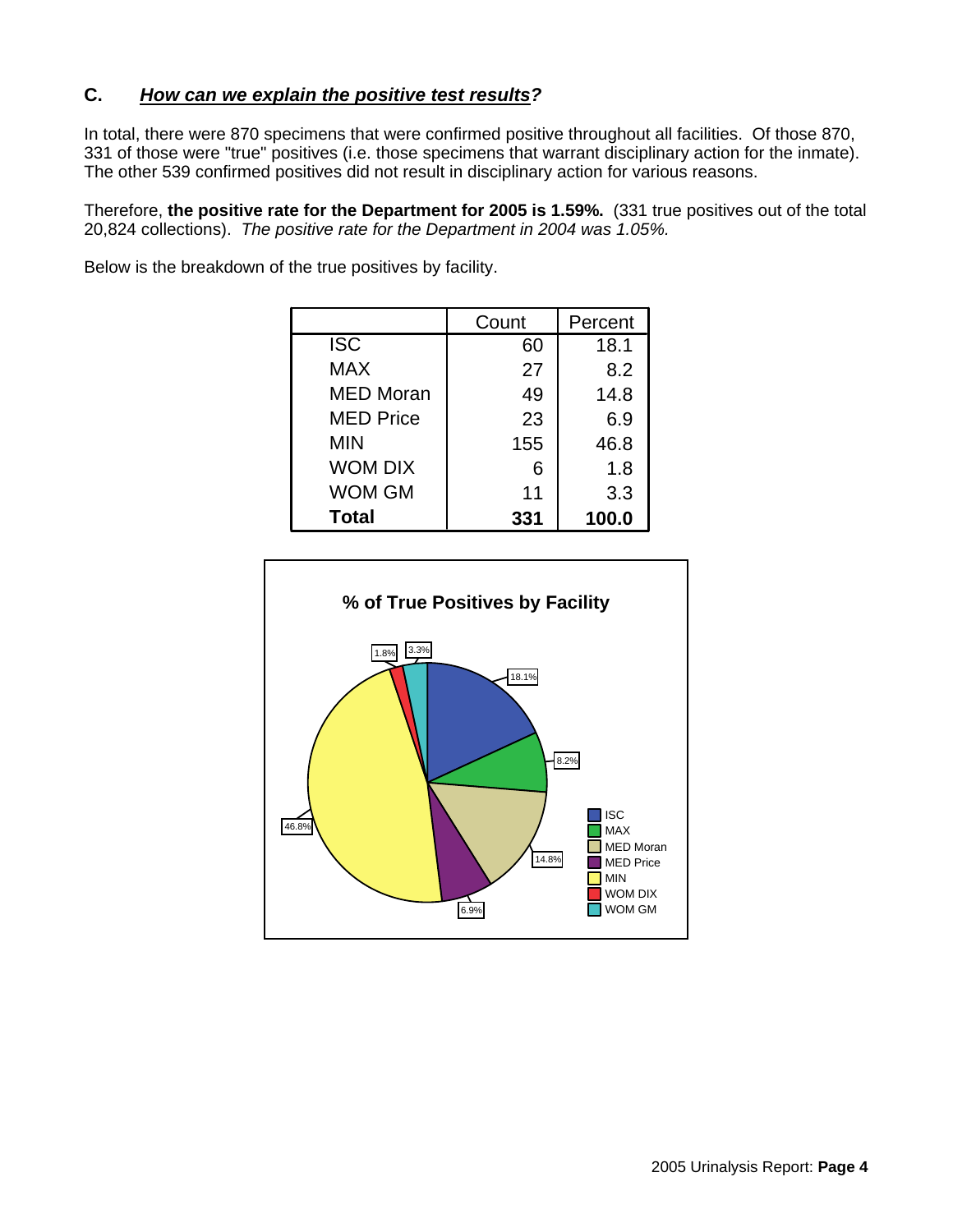## C. ***How can we explain the positive test results?***

In total, there were 870 specimens that were confirmed positive throughout all facilities. Of those 870, 331 of those were "true" positives (i.e. those specimens that warrant disciplinary action for the inmate). The other 539 confirmed positives did not result in disciplinary action for various reasons.

Therefore, **the positive rate for the Department for 2005 is 1.59%.** (331 true positives out of the total 20,824 collections). *The positive rate for the Department in 2004 was 1.05%.*

Below is the breakdown of the true positives by facility.

| | Count | Percent |
|---|---|---|
| ISC | 60 | 18.1 |
| MAX | 27 | 8.2 |
| MED Moran | 49 | 14.8 |
| MED Price | 23 | 6.9 |
| MIN | 155 | 46.8 |
| WOM DIX | 6 | 1.8 |
| WOM GM | 11 | 3.3 |
| **Total** | **331** | **100.0** |

**% of True Positives by Facility**

| Facility | % |
|---|---|
| ISC | 18.1% |
| MAX | 8.2% |
| MED Moran | 14.8% |
| MED Price | 6.9% |
| MIN | 46.8% |
| WOM DIX | 1.8% |
| WOM GM | 3.3% |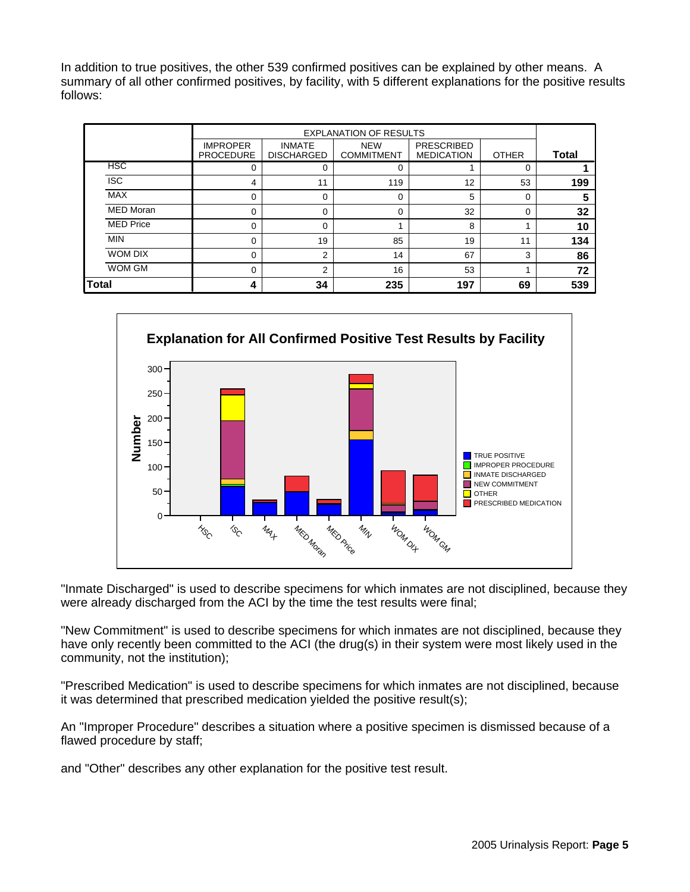In addition to true positives, the other 539 confirmed positives can be explained by other means. A summary of all other confirmed positives, by facility, with 5 different explanations for the positive results follows:

| | EXPLANATION OF RESULTS | | | | | |
|---|---|---|---|---|---|---|
| | IMPROPER PROCEDURE | INMATE DISCHARGED | NEW COMMITMENT | PRESCRIBED MEDICATION | OTHER | **Total** |
| HSC | 0 | 0 | 0 | 1 | 0 | **1** |
| ISC | 4 | 11 | 119 | 12 | 53 | **199** |
| MAX | 0 | 0 | 0 | 5 | 0 | **5** |
| MED Moran | 0 | 0 | 0 | 32 | 0 | **32** |
| MED Price | 0 | 0 | 1 | 8 | 1 | **10** |
| MIN | 0 | 19 | 85 | 19 | 11 | **134** |
| WOM DIX | 0 | 2 | 14 | 67 | 3 | **86** |
| WOM GM | 0 | 2 | 16 | 53 | 1 | **72** |
| **Total** | **4** | **34** | **235** | **197** | **69** | **539** |

**Explanation for All Confirmed Positive Test Results by Facility**

"Inmate Discharged" is used to describe specimens for which inmates are not disciplined, because they were already discharged from the ACI by the time the test results were final;

"New Commitment" is used to describe specimens for which inmates are not disciplined, because they have only recently been committed to the ACI (the drug(s) in their system were most likely used in the community, not the institution);

"Prescribed Medication" is used to describe specimens for which inmates are not disciplined, because it was determined that prescribed medication yielded the positive result(s);

An "Improper Procedure" describes a situation where a positive specimen is dismissed because of a flawed procedure by staff;

and "Other" describes any other explanation for the positive test result.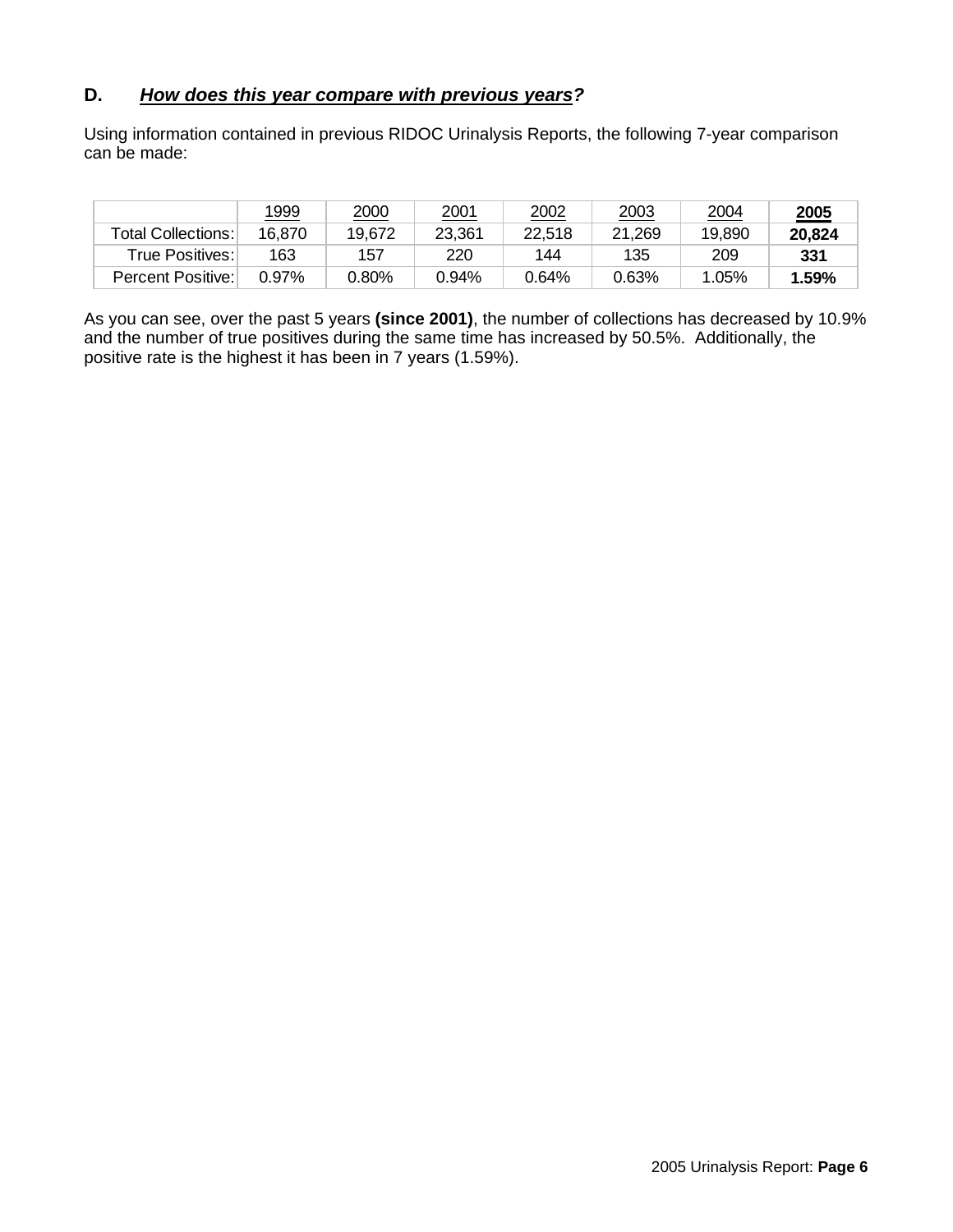### D. ***How does this year compare with previous years?***

Using information contained in previous RIDOC Urinalysis Reports, the following 7-year comparison can be made:

| | 1999 | 2000 | 2001 | 2002 | 2003 | 2004 | **2005** |
|---|---|---|---|---|---|---|---|
| Total Collections: | 16,870 | 19,672 | 23,361 | 22,518 | 21,269 | 19,890 | **20,824** |
| True Positives: | 163 | 157 | 220 | 144 | 135 | 209 | **331** |
| Percent Positive: | 0.97% | 0.80% | 0.94% | 0.64% | 0.63% | 1.05% | **1.59%** |

As you can see, over the past 5 years **(since 2001)**, the number of collections has decreased by 10.9% and the number of true positives during the same time has increased by 50.5%. Additionally, the positive rate is the highest it has been in 7 years (1.59%).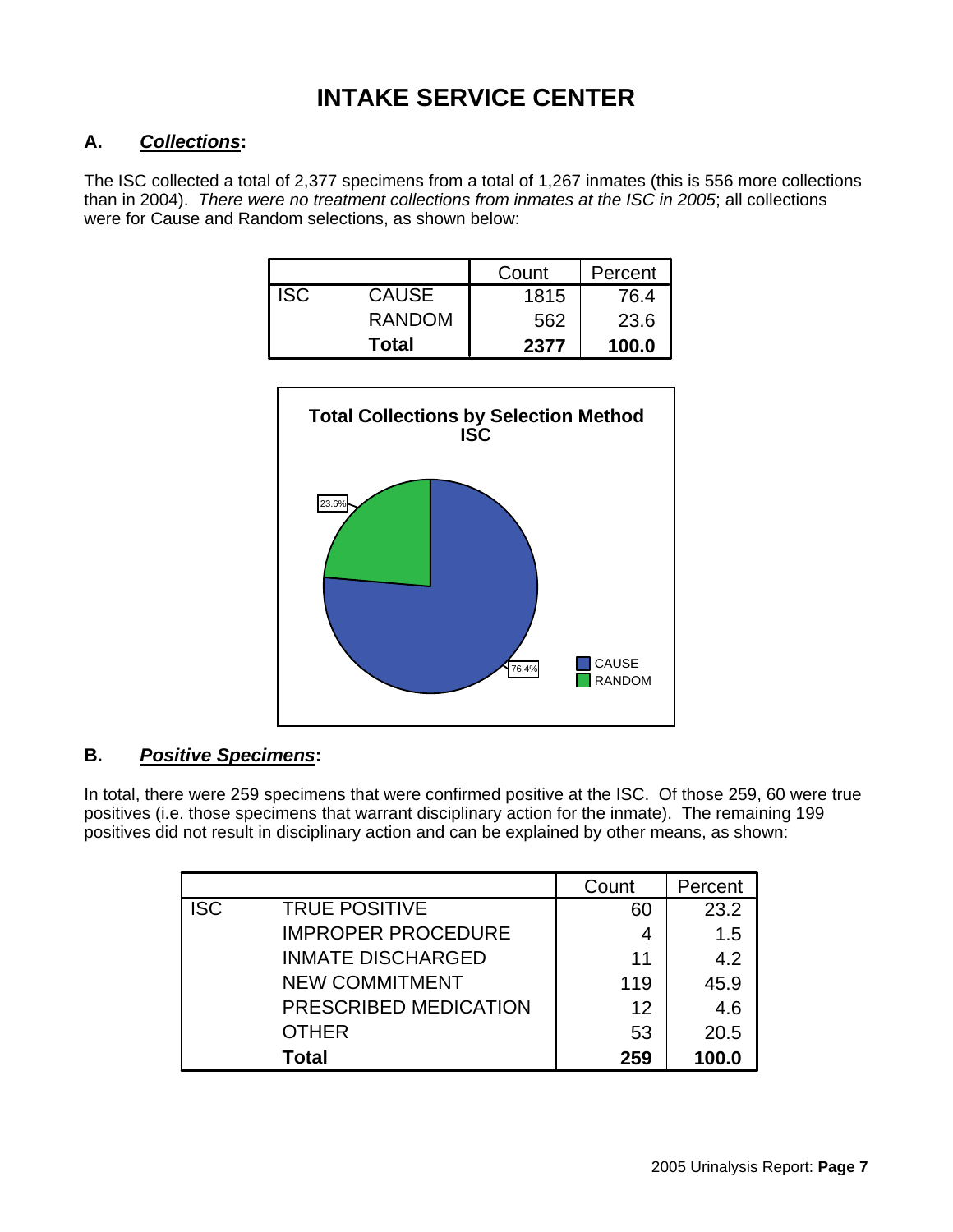# INTAKE SERVICE CENTER

## A. ***Collections*:**

The ISC collected a total of 2,377 specimens from a total of 1,267 inmates (this is 556 more collections than in 2004). *There were no treatment collections from inmates at the ISC in 2005*; all collections were for Cause and Random selections, as shown below:

| | | Count | Percent |
|---|---|---|---|
| ISC | CAUSE | 1815 | 76.4 |
| | RANDOM | 562 | 23.6 |
| | **Total** | **2377** | **100.0** |

**Total Collections by Selection Method ISC**

23.6%

76.4%

CAUSE
RANDOM

## B. ***Positive Specimens*:**

In total, there were 259 specimens that were confirmed positive at the ISC. Of those 259, 60 were true positives (i.e. those specimens that warrant disciplinary action for the inmate). The remaining 199 positives did not result in disciplinary action and can be explained by other means, as shown:

| | | Count | Percent |
|---|---|---|---|
| ISC | TRUE POSITIVE | 60 | 23.2 |
| | IMPROPER PROCEDURE | 4 | 1.5 |
| | INMATE DISCHARGED | 11 | 4.2 |
| | NEW COMMITMENT | 119 | 45.9 |
| | PRESCRIBED MEDICATION | 12 | 4.6 |
| | OTHER | 53 | 20.5 |
| | **Total** | **259** | **100.0** |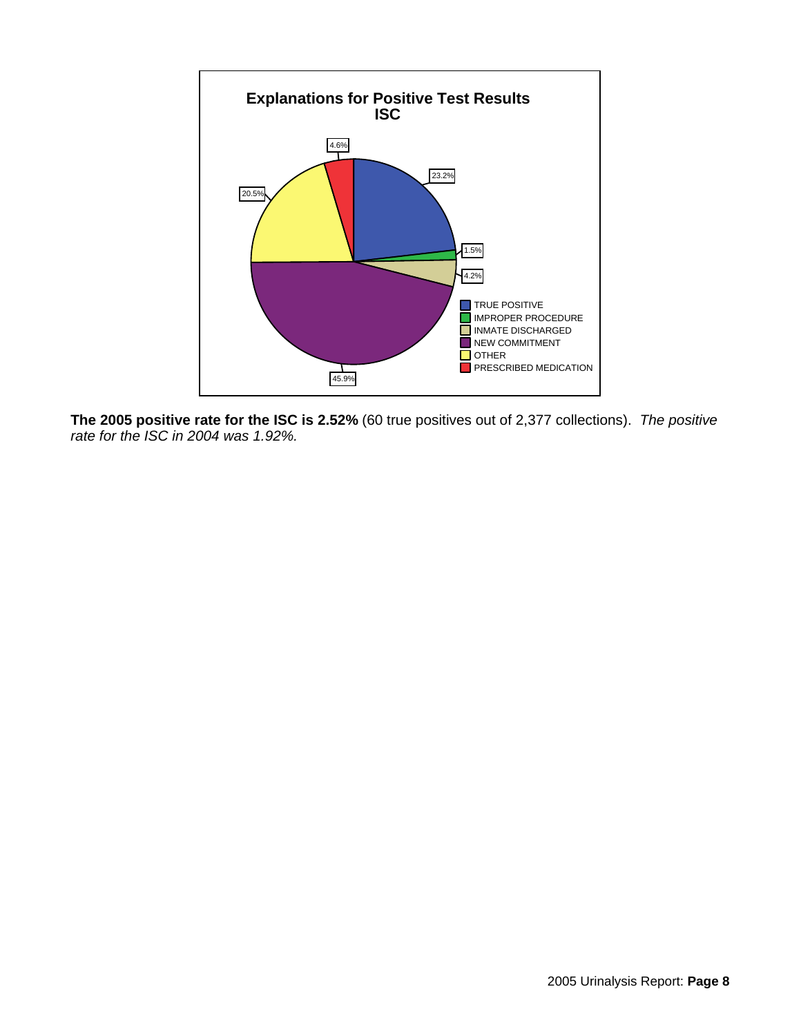**Explanations for Positive Test Results**
**ISC**

| Explanation | Percent |
| --- | --- |
| TRUE POSITIVE | 23.2% |
| IMPROPER PROCEDURE | 1.5% |
| INMATE DISCHARGED | 4.2% |
| NEW COMMITMENT | 45.9% |
| OTHER | 20.5% |
| PRESCRIBED MEDICATION | 4.6% |

**The 2005 positive rate for the ISC is 2.52%** (60 true positives out of 2,377 collections). *The positive rate for the ISC in 2004 was 1.92%.*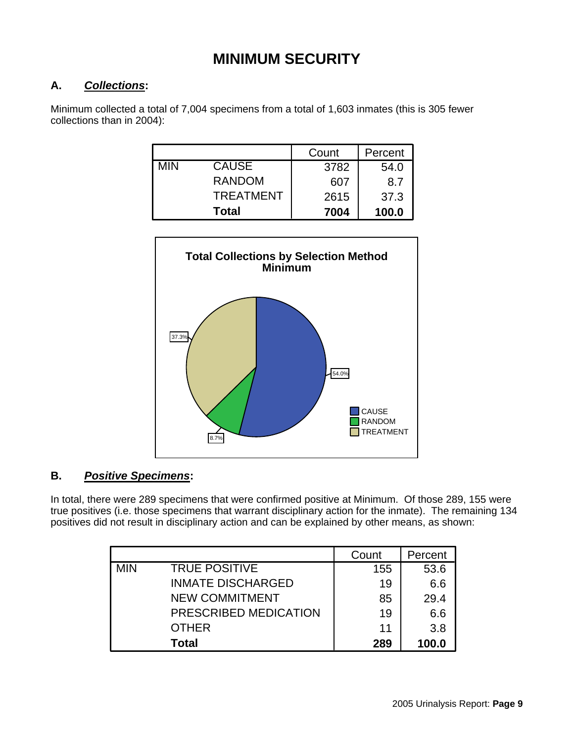# MINIMUM SECURITY

## A. ***Collections***:

Minimum collected a total of 7,004 specimens from a total of 1,603 inmates (this is 305 fewer collections than in 2004):

| | | Count | Percent |
|---|---|---|---|
| MIN | CAUSE | 3782 | 54.0 |
| | RANDOM | 607 | 8.7 |
| | TREATMENT | 2615 | 37.3 |
| | **Total** | **7004** | **100.0** |

**Total Collections by Selection Method**
**Minimum**

| Selection Method | Percent |
|---|---|
| CAUSE | 54.0% |
| RANDOM | 8.7% |
| TREATMENT | 37.3% |

## B. ***Positive Specimens***:

In total, there were 289 specimens that were confirmed positive at Minimum. Of those 289, 155 were true positives (i.e. those specimens that warrant disciplinary action for the inmate). The remaining 134 positives did not result in disciplinary action and can be explained by other means, as shown:

| | | Count | Percent |
|---|---|---|---|
| MIN | TRUE POSITIVE | 155 | 53.6 |
| | INMATE DISCHARGED | 19 | 6.6 |
| | NEW COMMITMENT | 85 | 29.4 |
| | PRESCRIBED MEDICATION | 19 | 6.6 |
| | OTHER | 11 | 3.8 |
| | **Total** | **289** | **100.0** |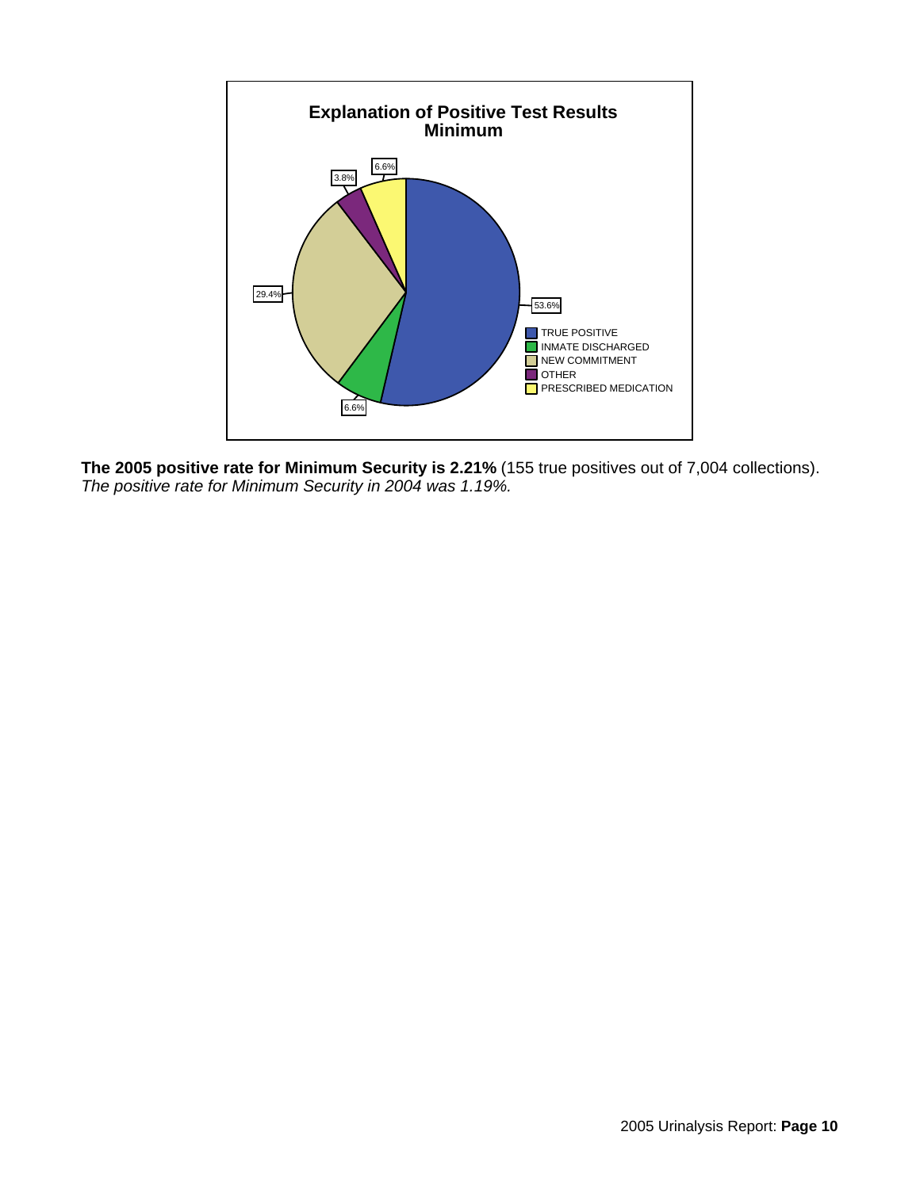**Explanation of Positive Test Results**
**Minimum**

| Category | Percentage |
| --- | --- |
| TRUE POSITIVE | 53.6% |
| INMATE DISCHARGED | 6.6% |
| NEW COMMITMENT | 29.4% |
| OTHER | 3.8% |
| PRESCRIBED MEDICATION | 6.6% |

**The 2005 positive rate for Minimum Security is 2.21%** (155 true positives out of 7,004 collections).
*The positive rate for Minimum Security in 2004 was 1.19%.*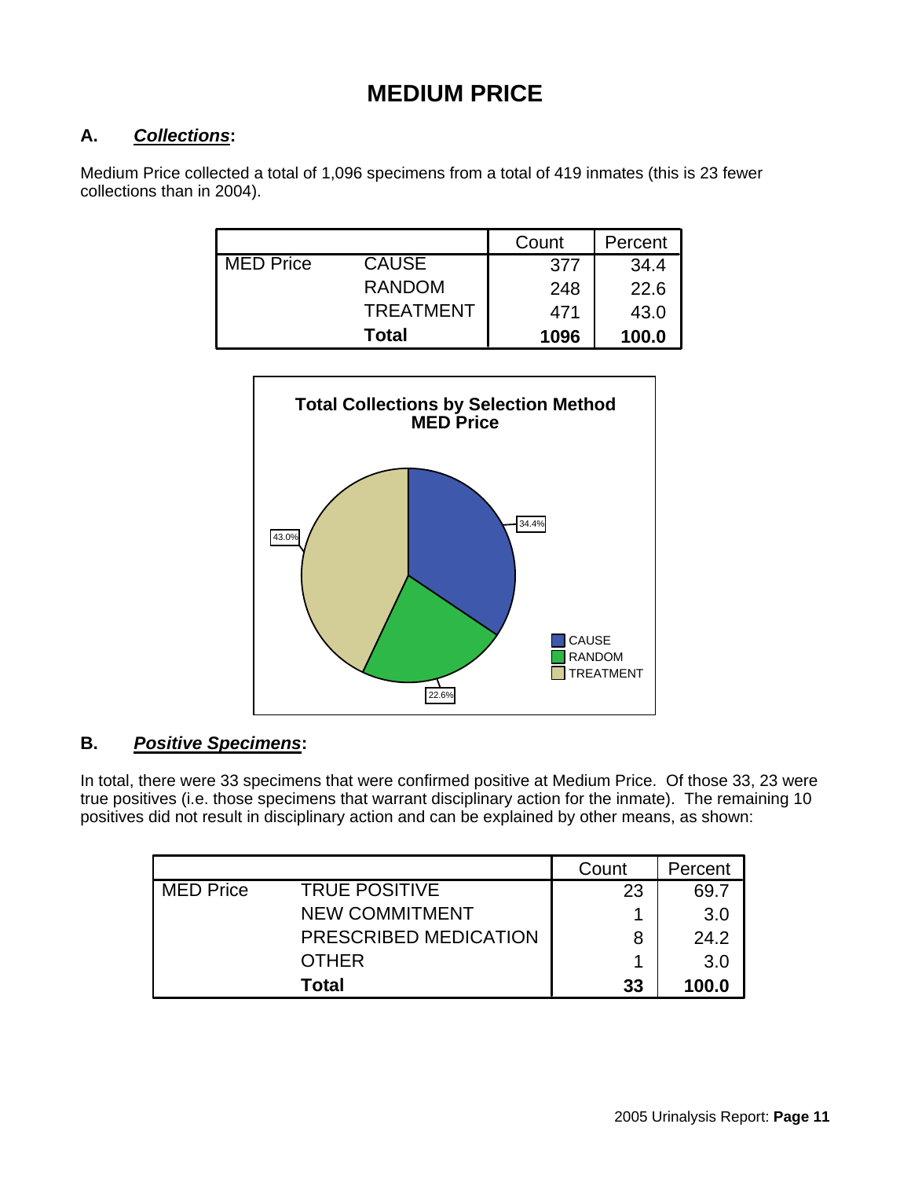# MEDIUM PRICE

## A. ***Collections*:**

Medium Price collected a total of 1,096 specimens from a total of 419 inmates (this is 23 fewer collections than in 2004).

| | | Count | Percent |
|---|---|---|---|
| MED Price | CAUSE | 377 | 34.4 |
| | RANDOM | 248 | 22.6 |
| | TREATMENT | 471 | 43.0 |
| | **Total** | **1096** | **100.0** |

**Total Collections by Selection Method MED Price**

| Selection Method | Percent |
|---|---|
| CAUSE | 34.4% |
| RANDOM | 22.6% |
| TREATMENT | 43.0% |

## B. ***Positive Specimens*:**

In total, there were 33 specimens that were confirmed positive at Medium Price. Of those 33, 23 were true positives (i.e. those specimens that warrant disciplinary action for the inmate). The remaining 10 positives did not result in disciplinary action and can be explained by other means, as shown:

| | | Count | Percent |
|---|---|---|---|
| MED Price | TRUE POSITIVE | 23 | 69.7 |
| | NEW COMMITMENT | 1 | 3.0 |
| | PRESCRIBED MEDICATION | 8 | 24.2 |
| | OTHER | 1 | 3.0 |
| | **Total** | **33** | **100.0** |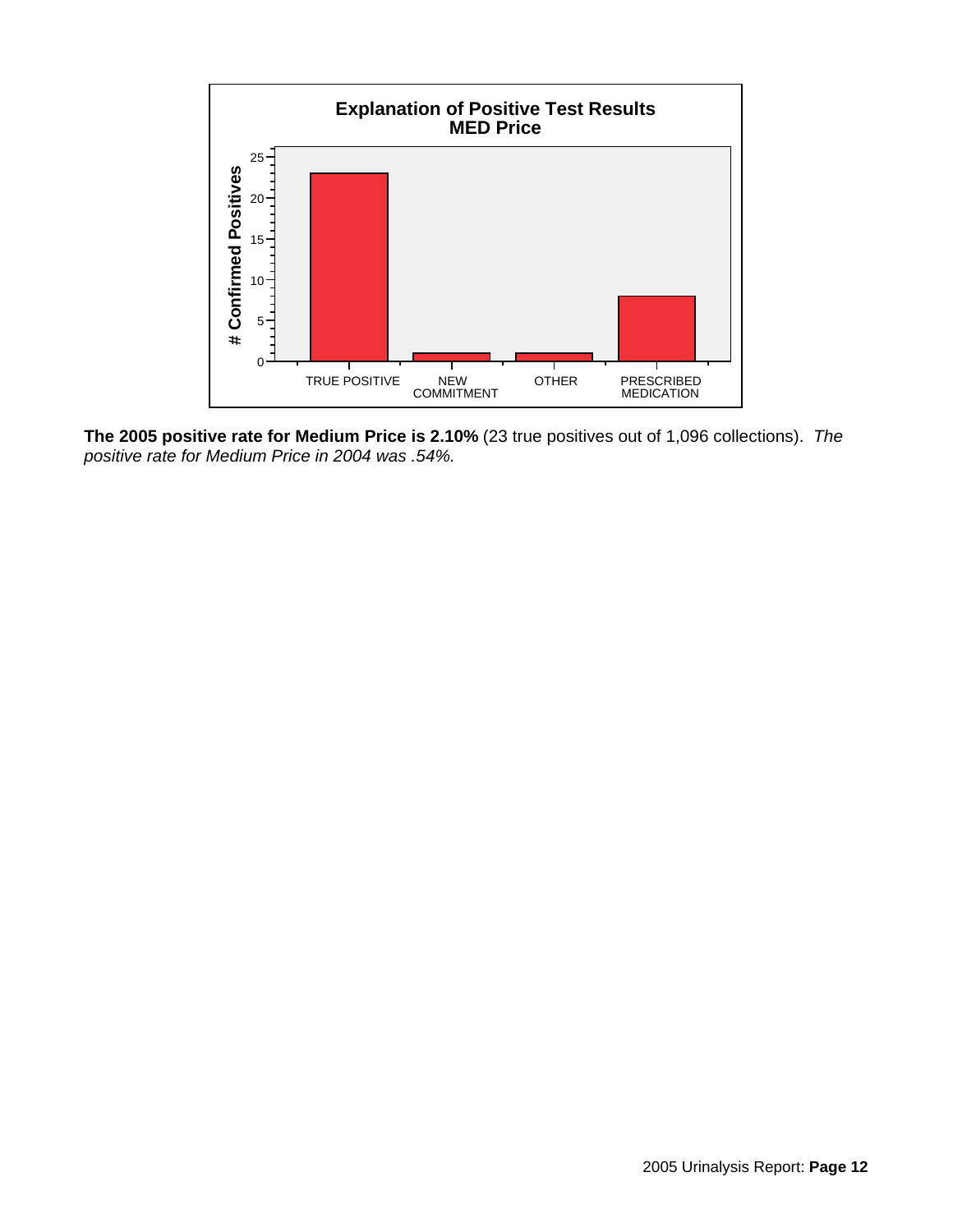**Explanation of Positive Test Results**
**MED Price**

| Category | # Confirmed Positives |
|---|---|
| TRUE POSITIVE | 23 |
| NEW COMMITMENT | 1 |
| OTHER | 1 |
| PRESCRIBED MEDICATION | 8 |

**The 2005 positive rate for Medium Price is 2.10%** (23 true positives out of 1,096 collections). *The positive rate for Medium Price in 2004 was .54%.*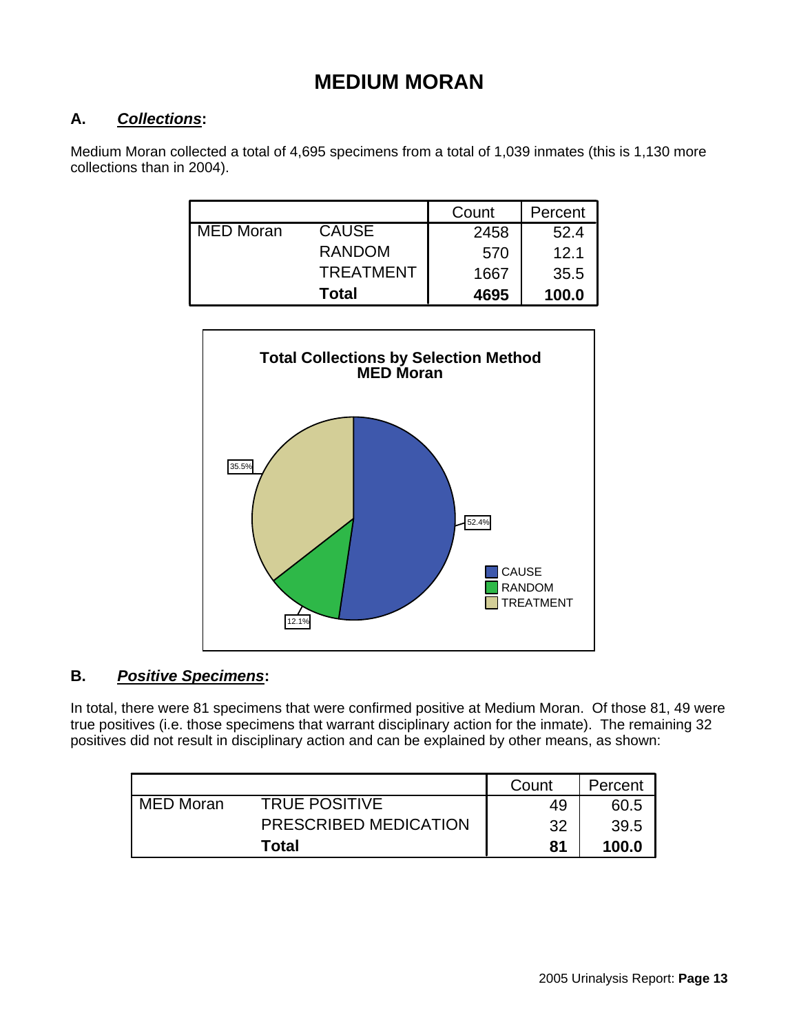# MEDIUM MORAN

## A. ***Collections*:**

Medium Moran collected a total of 4,695 specimens from a total of 1,039 inmates (this is 1,130 more collections than in 2004).

| | | Count | Percent |
|---|---|---|---|
| MED Moran | CAUSE | 2458 | 52.4 |
| | RANDOM | 570 | 12.1 |
| | TREATMENT | 1667 | 35.5 |
| | **Total** | **4695** | **100.0** |

**Total Collections by Selection Method**
**MED Moran**

| Selection Method | Percent |
|---|---|
| CAUSE | 52.4% |
| RANDOM | 12.1% |
| TREATMENT | 35.5% |

## B. ***Positive Specimens*:**

In total, there were 81 specimens that were confirmed positive at Medium Moran. Of those 81, 49 were true positives (i.e. those specimens that warrant disciplinary action for the inmate). The remaining 32 positives did not result in disciplinary action and can be explained by other means, as shown:

| | | Count | Percent |
|---|---|---|---|
| MED Moran | TRUE POSITIVE | 49 | 60.5 |
| | PRESCRIBED MEDICATION | 32 | 39.5 |
| | **Total** | **81** | **100.0** |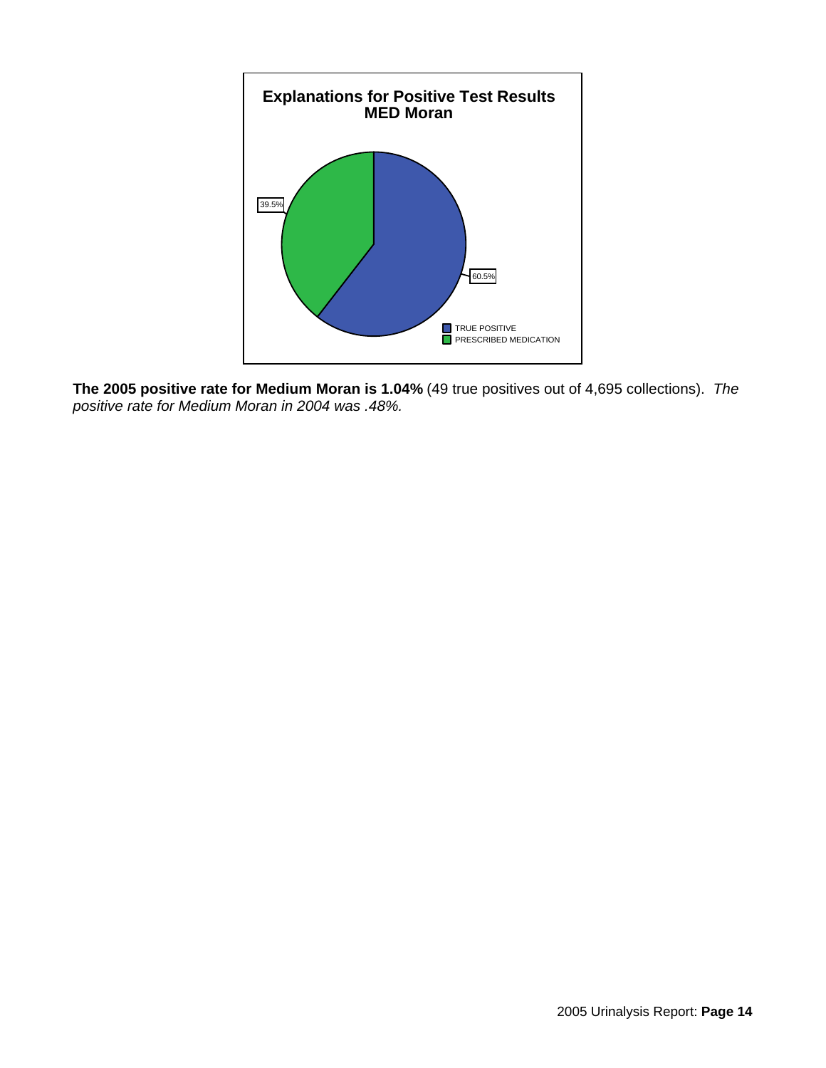**The 2005 positive rate for Medium Moran is 1.04%** (49 true positives out of 4,695 collections). *The positive rate for Medium Moran in 2004 was .48%.*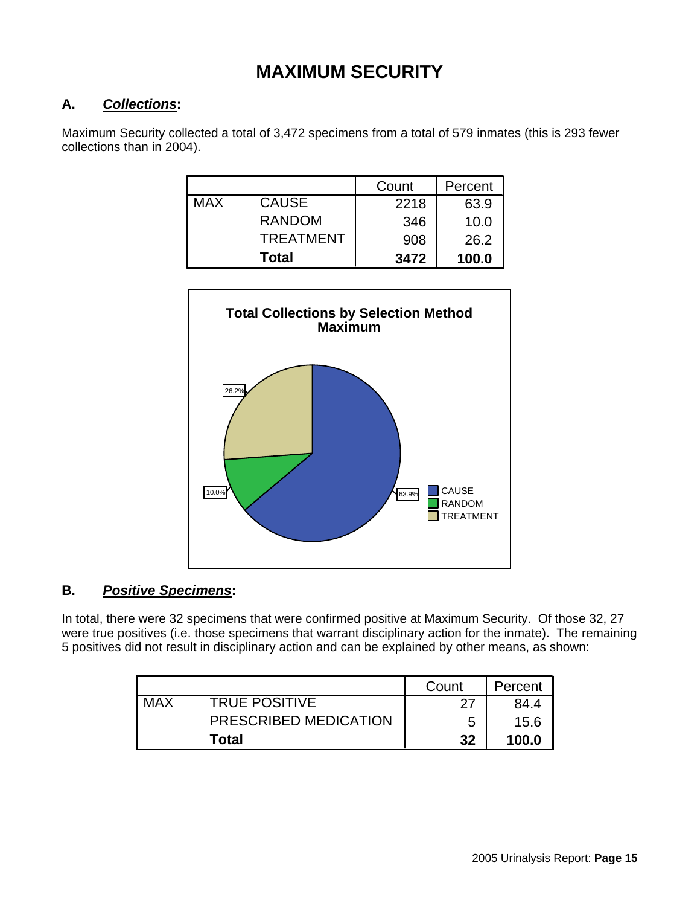# MAXIMUM SECURITY

## A. *Collections*:

Maximum Security collected a total of 3,472 specimens from a total of 579 inmates (this is 293 fewer collections than in 2004).

| | | Count | Percent |
|---|---|---|---|
| MAX | CAUSE | 2218 | 63.9 |
| | RANDOM | 346 | 10.0 |
| | TREATMENT | 908 | 26.2 |
| | **Total** | **3472** | **100.0** |

**Total Collections by Selection Method**
**Maximum**

| Selection Method | Percent |
|---|---|
| CAUSE | 63.9% |
| RANDOM | 10.0% |
| TREATMENT | 26.2% |

## B. *Positive Specimens*:

In total, there were 32 specimens that were confirmed positive at Maximum Security. Of those 32, 27 were true positives (i.e. those specimens that warrant disciplinary action for the inmate). The remaining 5 positives did not result in disciplinary action and can be explained by other means, as shown:

| | | Count | Percent |
|---|---|---|---|
| MAX | TRUE POSITIVE | 27 | 84.4 |
| | PRESCRIBED MEDICATION | 5 | 15.6 |
| | **Total** | **32** | **100.0** |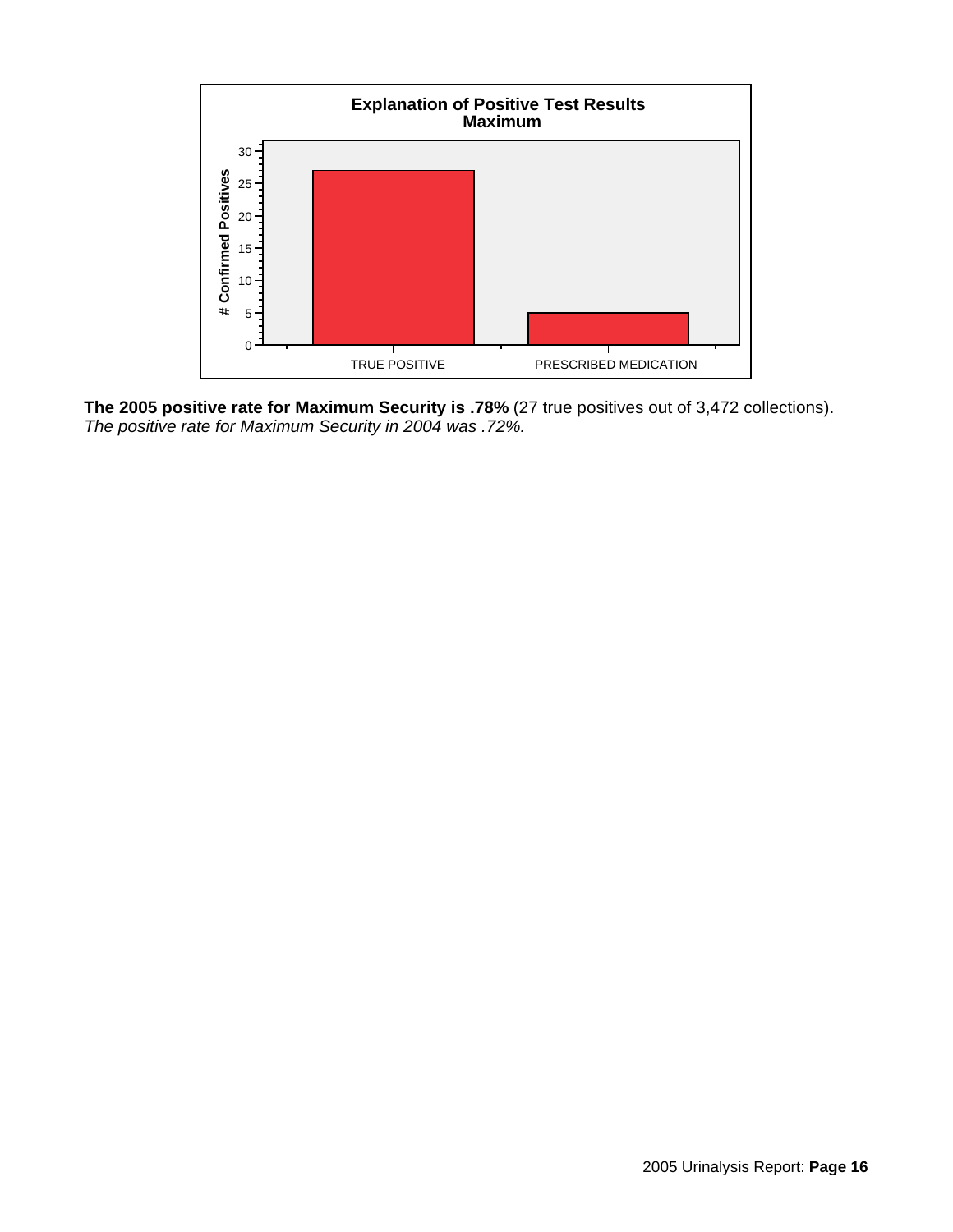**Explanation of Positive Test Results**
**Maximum**

| Category | # Confirmed Positives |
|---|---|
| TRUE POSITIVE | 27 |
| PRESCRIBED MEDICATION | 5 |

**The 2005 positive rate for Maximum Security is .78%** (27 true positives out of 3,472 collections).
*The positive rate for Maximum Security in 2004 was .72%.*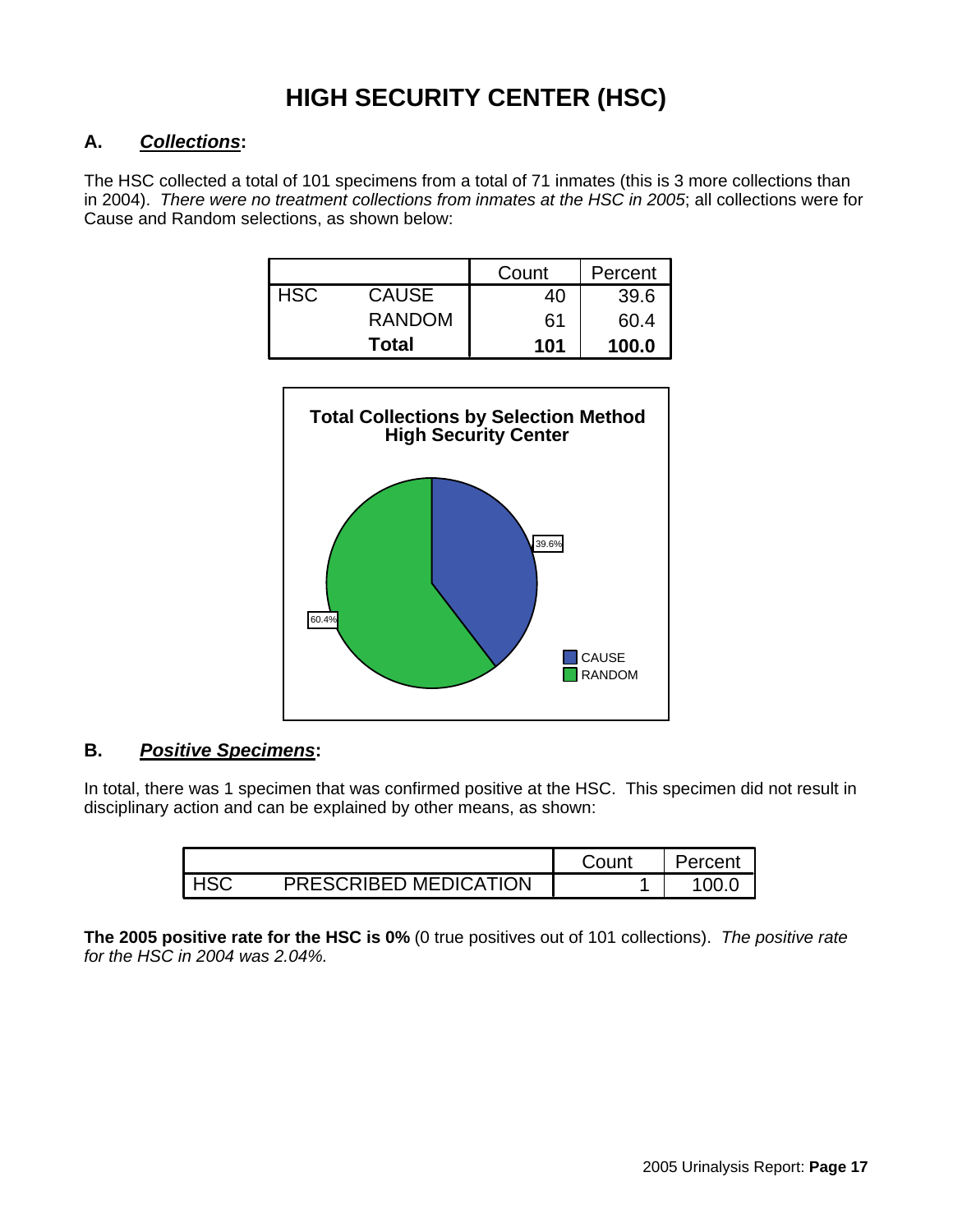# HIGH SECURITY CENTER (HSC)

## A. *Collections*:

The HSC collected a total of 101 specimens from a total of 71 inmates (this is 3 more collections than in 2004). *There were no treatment collections from inmates at the HSC in 2005*; all collections were for Cause and Random selections, as shown below:

| | | Count | Percent |
|---|---|---|---|
| HSC | CAUSE | 40 | 39.6 |
| | RANDOM | 61 | 60.4 |
| | **Total** | **101** | **100.0** |

**Total Collections by Selection Method High Security Center**

| Selection Method | Percent |
|---|---|
| CAUSE | 39.6% |
| RANDOM | 60.4% |

## B. *Positive Specimens*:

In total, there was 1 specimen that was confirmed positive at the HSC. This specimen did not result in disciplinary action and can be explained by other means, as shown:

| | | Count | Percent |
|---|---|---|---|
| HSC | PRESCRIBED MEDICATION | 1 | 100.0 |

**The 2005 positive rate for the HSC is 0%** (0 true positives out of 101 collections). *The positive rate for the HSC in 2004 was 2.04%.*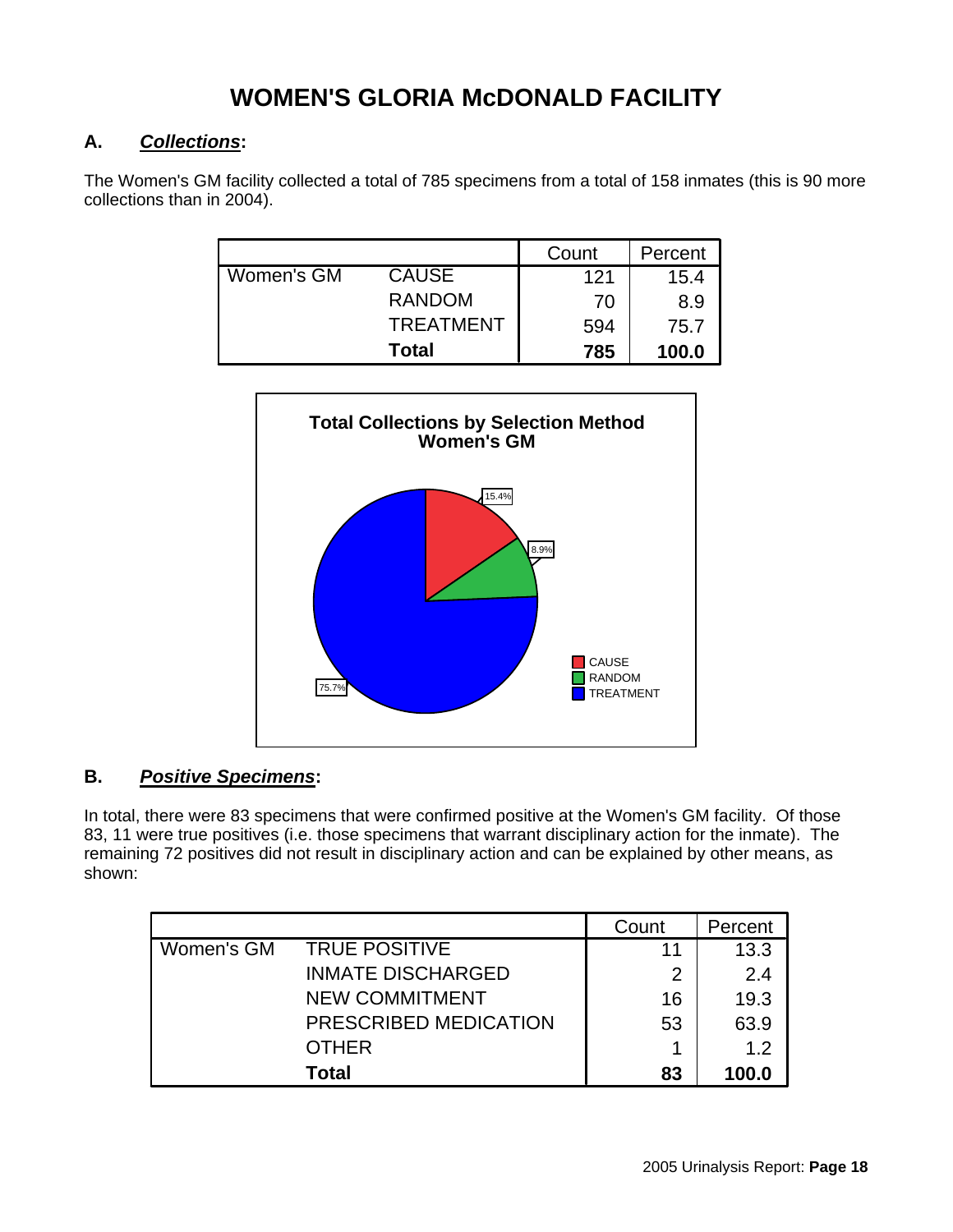# WOMEN'S GLORIA McDONALD FACILITY

## A. *Collections*:

The Women's GM facility collected a total of 785 specimens from a total of 158 inmates (this is 90 more collections than in 2004).

| | | Count | Percent |
|---|---|---|---|
| Women's GM | CAUSE | 121 | 15.4 |
| | RANDOM | 70 | 8.9 |
| | TREATMENT | 594 | 75.7 |
| | **Total** | **785** | **100.0** |

**Total Collections by Selection Method Women's GM**

| Selection Method | Percent |
|---|---|
| CAUSE | 15.4% |
| RANDOM | 8.9% |
| TREATMENT | 75.7% |

## B. *Positive Specimens*:

In total, there were 83 specimens that were confirmed positive at the Women's GM facility. Of those 83, 11 were true positives (i.e. those specimens that warrant disciplinary action for the inmate). The remaining 72 positives did not result in disciplinary action and can be explained by other means, as shown:

| | | Count | Percent |
|---|---|---|---|
| Women's GM | TRUE POSITIVE | 11 | 13.3 |
| | INMATE DISCHARGED | 2 | 2.4 |
| | NEW COMMITMENT | 16 | 19.3 |
| | PRESCRIBED MEDICATION | 53 | 63.9 |
| | OTHER | 1 | 1.2 |
| | **Total** | **83** | **100.0** |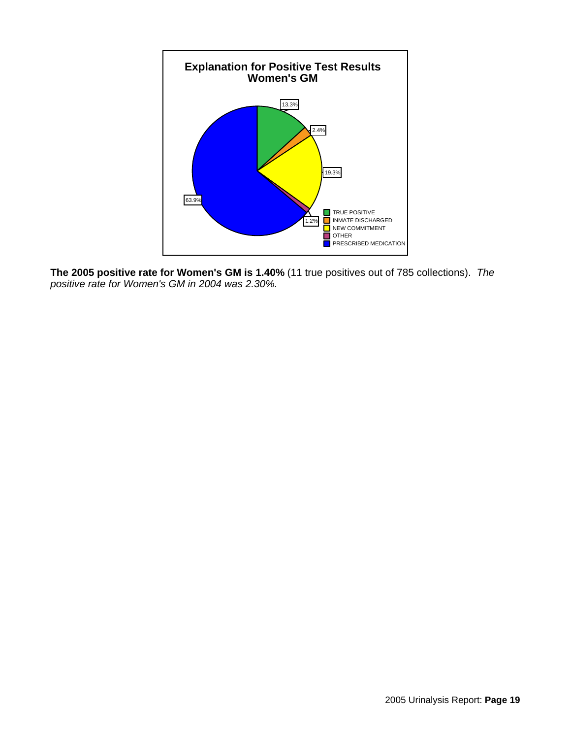**Explanation for Positive Test Results**
**Women's GM**

- TRUE POSITIVE: 13.3%
- INMATE DISCHARGED: 2.4%
- NEW COMMITMENT: 19.3%
- OTHER: 1.2%
- PRESCRIBED MEDICATION: 63.9%

**The 2005 positive rate for Women's GM is 1.40%** (11 true positives out of 785 collections). *The positive rate for Women's GM in 2004 was 2.30%.*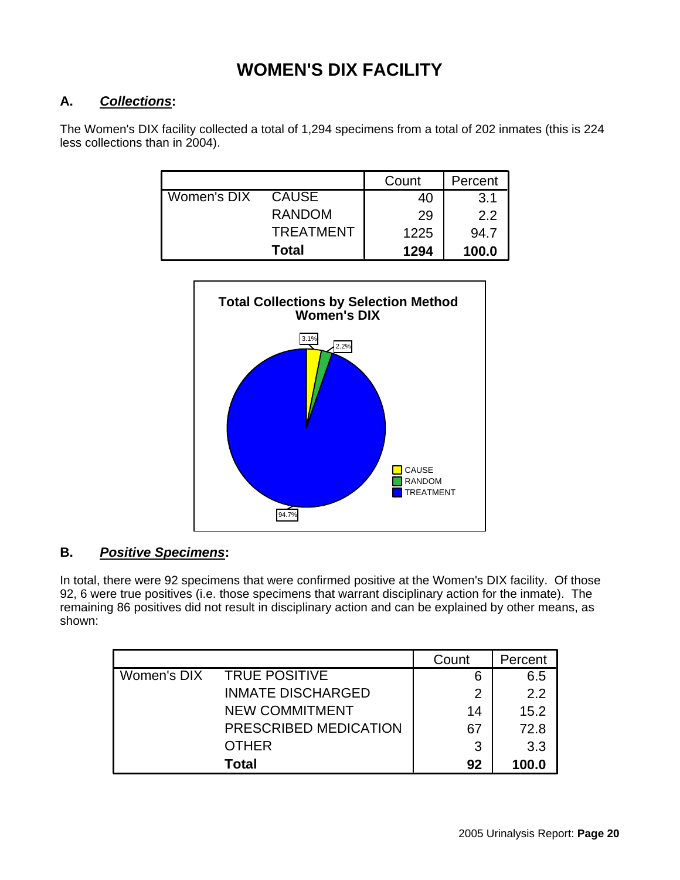# WOMEN'S DIX FACILITY

## A. *Collections*:

The Women's DIX facility collected a total of 1,294 specimens from a total of 202 inmates (this is 224 less collections than in 2004).

| | | Count | Percent |
|---|---|---|---|
| Women's DIX | CAUSE | 40 | 3.1 |
| | RANDOM | 29 | 2.2 |
| | TREATMENT | 1225 | 94.7 |
| | **Total** | **1294** | **100.0** |

**Total Collections by Selection Method**
**Women's DIX**

- CAUSE: 3.1%
- RANDOM: 2.2%
- TREATMENT: 94.7%

## B. *Positive Specimens*:

In total, there were 92 specimens that were confirmed positive at the Women's DIX facility. Of those 92, 6 were true positives (i.e. those specimens that warrant disciplinary action for the inmate). The remaining 86 positives did not result in disciplinary action and can be explained by other means, as shown:

| | | Count | Percent |
|---|---|---|---|
| Women's DIX | TRUE POSITIVE | 6 | 6.5 |
| | INMATE DISCHARGED | 2 | 2.2 |
| | NEW COMMITMENT | 14 | 15.2 |
| | PRESCRIBED MEDICATION | 67 | 72.8 |
| | OTHER | 3 | 3.3 |
| | **Total** | **92** | **100.0** |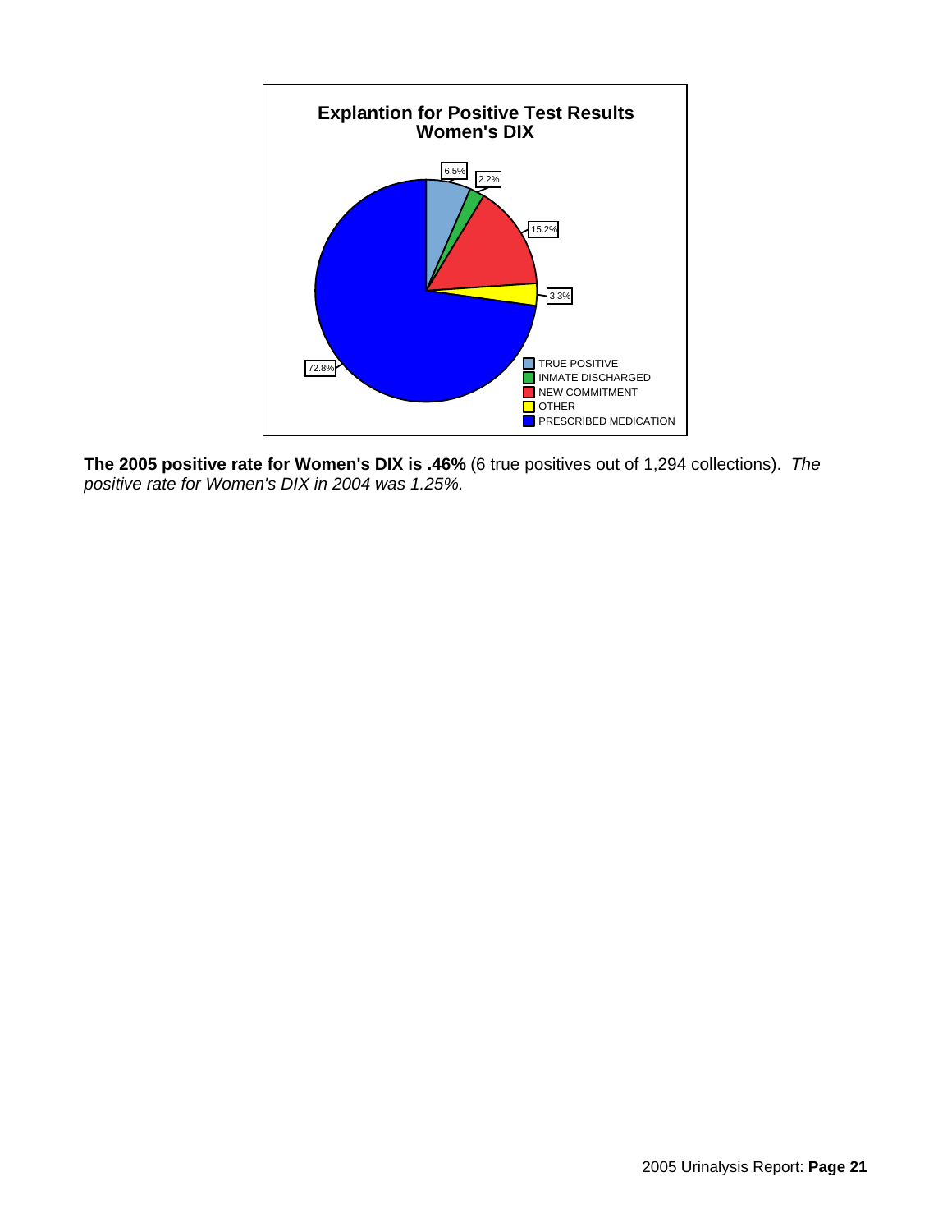**Explantion for Positive Test Results**
**Women's DIX**

| Category | Percentage |
| --- | --- |
| TRUE POSITIVE | 6.5% |
| INMATE DISCHARGED | 2.2% |
| NEW COMMITMENT | 15.2% |
| OTHER | 3.3% |
| PRESCRIBED MEDICATION | 72.8% |

**The 2005 positive rate for Women's DIX is .46%** (6 true positives out of 1,294 collections). *The positive rate for Women's DIX in 2004 was 1.25%.*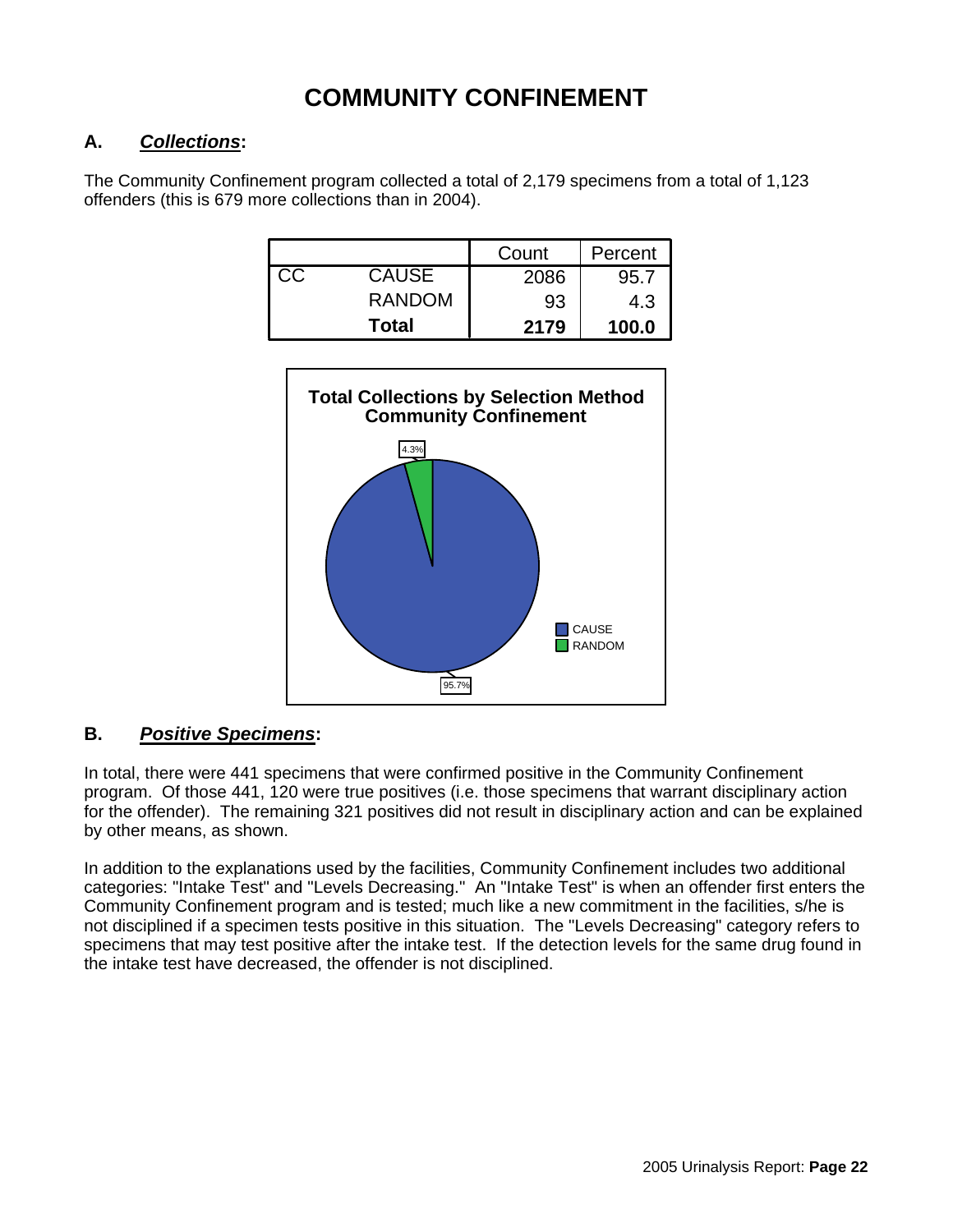# COMMUNITY CONFINEMENT

## A. *Collections*:

The Community Confinement program collected a total of 2,179 specimens from a total of 1,123 offenders (this is 679 more collections than in 2004).

| | | Count | Percent |
|---|---|---|---|
| CC | CAUSE | 2086 | 95.7 |
| | RANDOM | 93 | 4.3 |
| | **Total** | **2179** | **100.0** |

**Total Collections by Selection Method Community Confinement**

- CAUSE: 95.7%
- RANDOM: 4.3%

## B. *Positive Specimens*:

In total, there were 441 specimens that were confirmed positive in the Community Confinement program. Of those 441, 120 were true positives (i.e. those specimens that warrant disciplinary action for the offender). The remaining 321 positives did not result in disciplinary action and can be explained by other means, as shown.

In addition to the explanations used by the facilities, Community Confinement includes two additional categories: "Intake Test" and "Levels Decreasing." An "Intake Test" is when an offender first enters the Community Confinement program and is tested; much like a new commitment in the facilities, s/he is not disciplined if a specimen tests positive in this situation. The "Levels Decreasing" category refers to specimens that may test positive after the intake test. If the detection levels for the same drug found in the intake test have decreased, the offender is not disciplined.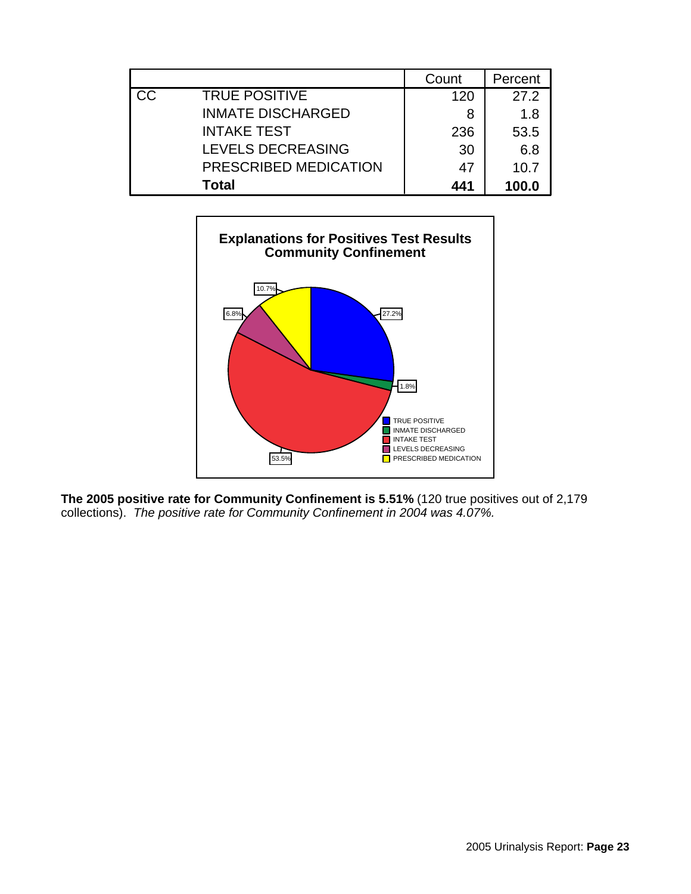| | | Count | Percent |
|---|---|---|---|
| CC | TRUE POSITIVE | 120 | 27.2 |
| | INMATE DISCHARGED | 8 | 1.8 |
| | INTAKE TEST | 236 | 53.5 |
| | LEVELS DECREASING | 30 | 6.8 |
| | PRESCRIBED MEDICATION | 47 | 10.7 |
| | **Total** | **441** | **100.0** |

**Explanations for Positives Test Results Community Confinement**

| Category | Percent |
|---|---|
| TRUE POSITIVE | 27.2% |
| INMATE DISCHARGED | 1.8% |
| INTAKE TEST | 53.5% |
| LEVELS DECREASING | 6.8% |
| PRESCRIBED MEDICATION | 10.7% |

**The 2005 positive rate for Community Confinement is 5.51%** (120 true positives out of 2,179 collections). *The positive rate for Community Confinement in 2004 was 4.07%.*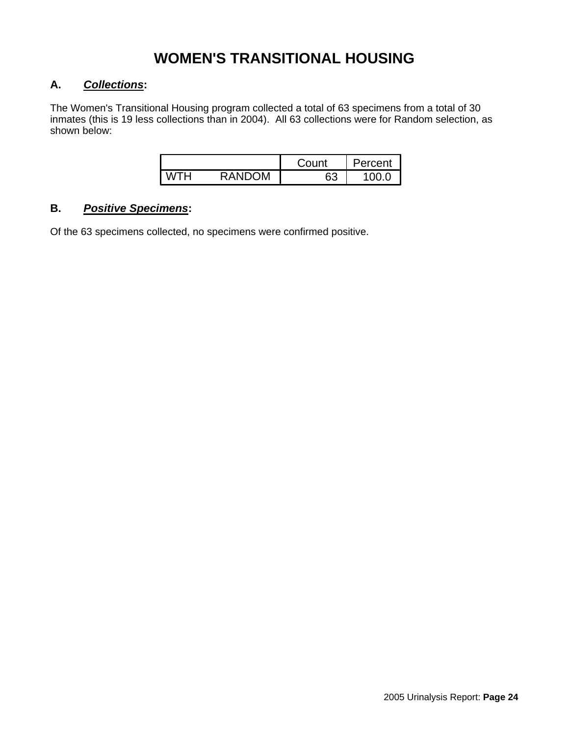# WOMEN'S TRANSITIONAL HOUSING

## A. *Collections*:

The Women's Transitional Housing program collected a total of 63 specimens from a total of 30 inmates (this is 19 less collections than in 2004). All 63 collections were for Random selection, as shown below:

| | | Count | Percent |
|---|---|---|---|
| WTH | RANDOM | 63 | 100.0 |

## B. *Positive Specimens*:

Of the 63 specimens collected, no specimens were confirmed positive.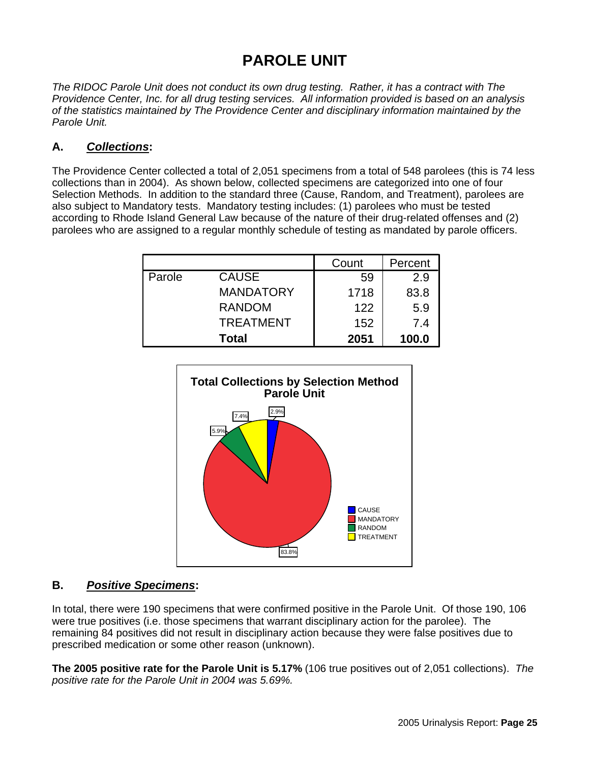# PAROLE UNIT

*The RIDOC Parole Unit does not conduct its own drug testing. Rather, it has a contract with The Providence Center, Inc. for all drug testing services. All information provided is based on an analysis of the statistics maintained by The Providence Center and disciplinary information maintained by the Parole Unit.*

## A. *Collections*:

The Providence Center collected a total of 2,051 specimens from a total of 548 parolees (this is 74 less collections than in 2004). As shown below, collected specimens are categorized into one of four Selection Methods. In addition to the standard three (Cause, Random, and Treatment), parolees are also subject to Mandatory tests. Mandatory testing includes: (1) parolees who must be tested according to Rhode Island General Law because of the nature of their drug-related offenses and (2) parolees who are assigned to a regular monthly schedule of testing as mandated by parole officers.

| | | Count | Percent |
|---|---|---|---|
| Parole | CAUSE | 59 | 2.9 |
| | MANDATORY | 1718 | 83.8 |
| | RANDOM | 122 | 5.9 |
| | TREATMENT | 152 | 7.4 |
| | **Total** | **2051** | **100.0** |

Total Collections by Selection Method
Parole Unit

2.9%
7.4%
5.9%
83.8%

CAUSE
MANDATORY
RANDOM
TREATMENT

## B. *Positive Specimens*:

In total, there were 190 specimens that were confirmed positive in the Parole Unit. Of those 190, 106 were true positives (i.e. those specimens that warrant disciplinary action for the parolee). The remaining 84 positives did not result in disciplinary action because they were false positives due to prescribed medication or some other reason (unknown).

**The 2005 positive rate for the Parole Unit is 5.17%** (106 true positives out of 2,051 collections). *The positive rate for the Parole Unit in 2004 was 5.69%.*